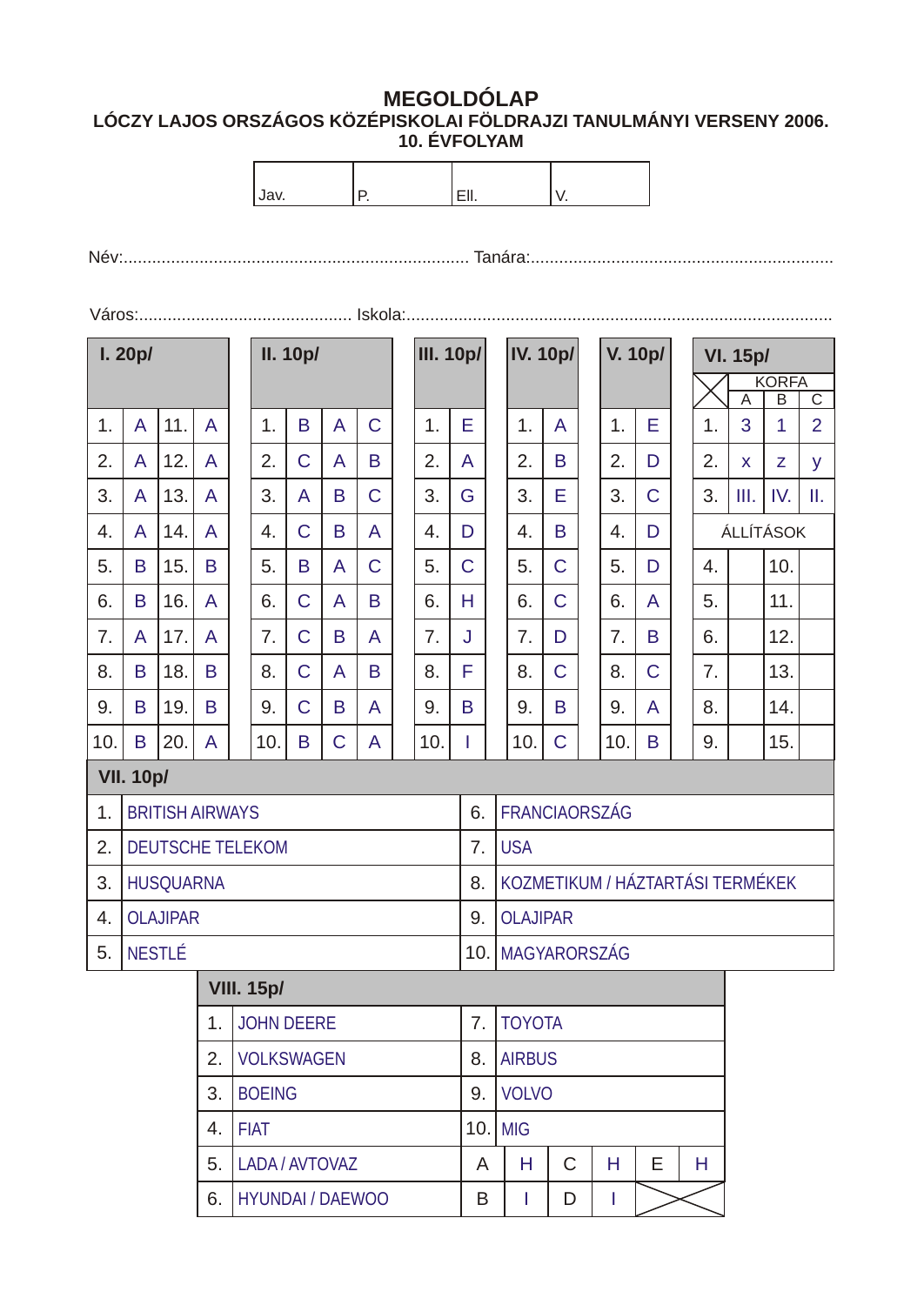# MEGOLDÓLAP

**LÓCZY LAJOS ORSZÁGOS KÖZÉPISKOLAI FÖLDRAJZI TANULMÁNYI VERSENY 2006.**
**10. ÉVFOLYAM**

| Jav. | P. | Ell. | V. |
|---|---|---|---|

Név:........................................................................ Tanára:................................................................

Város:............................................ Iskola:........................................................................................

**I. 20p/**

| | | | |
|---|---|---|---|
| 1. | A | 11. | A |
| 2. | A | 12. | A |
| 3. | A | 13. | A |
| 4. | A | 14. | A |
| 5. | B | 15. | B |
| 6. | B | 16. | A |
| 7. | A | 17. | A |
| 8. | B | 18. | B |
| 9. | B | 19. | B |
| 10. | B | 20. | A |

**II. 10p/**

| | | | |
|---|---|---|---|
| 1. | B | A | C |
| 2. | C | A | B |
| 3. | A | B | C |
| 4. | C | B | A |
| 5. | B | A | C |
| 6. | C | A | B |
| 7. | C | B | A |
| 8. | C | A | B |
| 9. | C | B | A |
| 10. | B | C | A |

**III. 10p/**

| | |
|---|---|
| 1. | E |
| 2. | A |
| 3. | G |
| 4. | D |
| 5. | C |
| 6. | H |
| 7. | J |
| 8. | F |
| 9. | B |
| 10. | I |

**IV. 10p/**

| | |
|---|---|
| 1. | A |
| 2. | B |
| 3. | E |
| 4. | B |
| 5. | C |
| 6. | C |
| 7. | D |
| 8. | C |
| 9. | B |
| 10. | C |

**V. 10p/**

| | |
|---|---|
| 1. | E |
| 2. | D |
| 3. | C |
| 4. | D |
| 5. | D |
| 6. | A |
| 7. | B |
| 8. | C |
| 9. | A |
| 10. | B |

**VI. 15p/**

| | KORFA | | |
|---|---|---|---|
| | A | B | C |
| 1. | 3 | 1 | 2 |
| 2. | x | z | y |
| 3. | III. | IV. | II. |

ÁLLÍTÁSOK

| | | | |
|---|---|---|---|
| 4. | | 10. | |
| 5. | | 11. | |
| 6. | | 12. | |
| 7. | | 13. | |
| 8. | | 14. | |
| 9. | | 15. | |

**VII. 10p/**

| | | | |
|---|---|---|---|
| 1. | BRITISH AIRWAYS | 6. | FRANCIAORSZÁG |
| 2. | DEUTSCHE TELEKOM | 7. | USA |
| 3. | HUSQUARNA | 8. | KOZMETIKUM / HÁZTARTÁSI TERMÉKEK |
| 4. | OLAJIPAR | 9. | OLAJIPAR |
| 5. | NESTLÉ | 10. | MAGYARORSZÁG |

**VIII. 15p/**

| | | | | | | | | |
|---|---|---|---|---|---|---|---|---|
| 1. | JOHN DEERE | 7. | TOYOTA | | | | | |
| 2. | VOLKSWAGEN | 8. | AIRBUS | | | | | |
| 3. | BOEING | 9. | VOLVO | | | | | |
| 4. | FIAT | 10. | MIG | | | | | |
| 5. | LADA / AVTOVAZ | A | H | C | H | E | H | |
| 6. | HYUNDAI / DAEWOO | B | I | D | I | | | |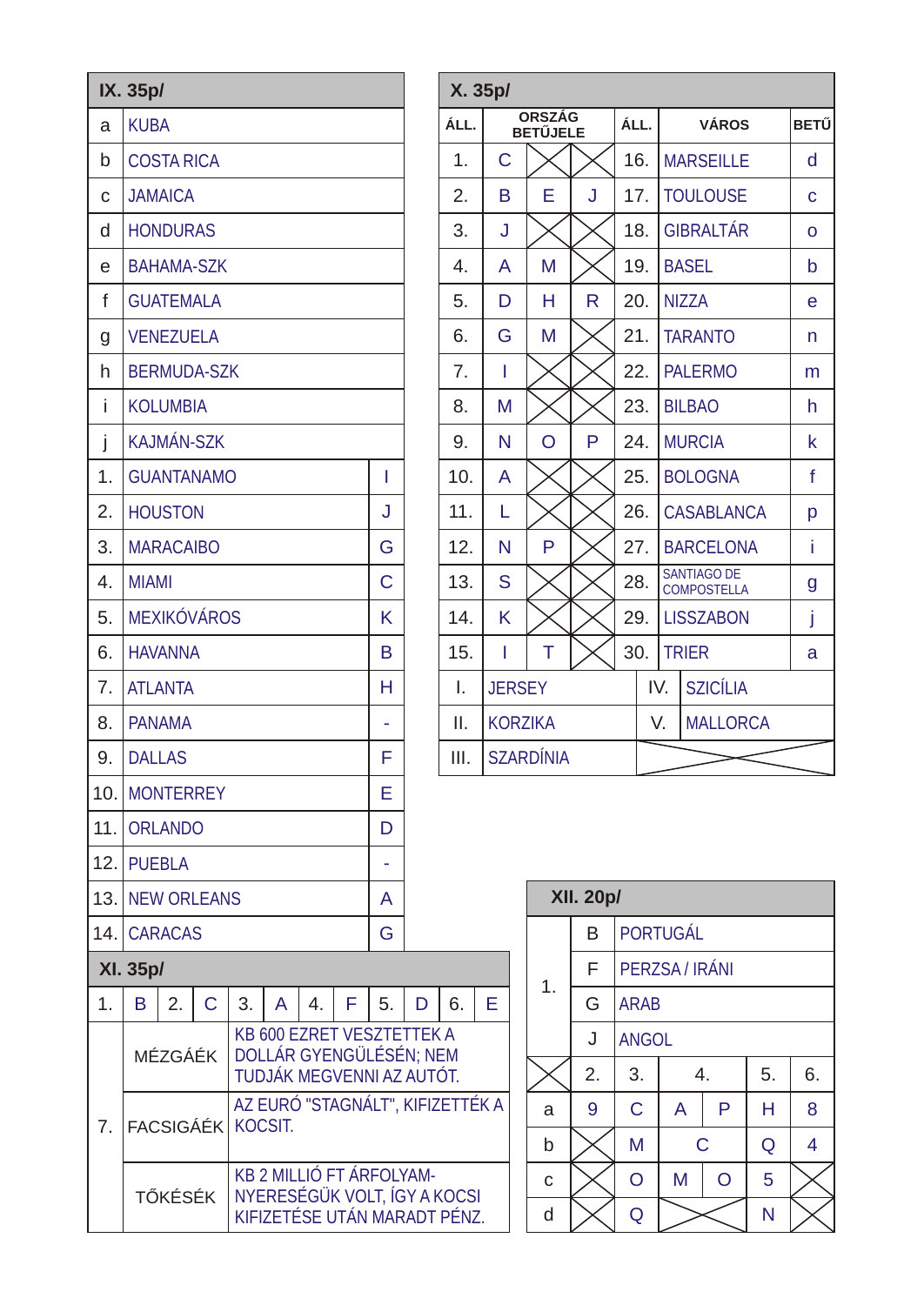## IX. 35p/

| | | |
|---|---|---|
| a | KUBA | |
| b | COSTA RICA | |
| c | JAMAICA | |
| d | HONDURAS | |
| e | BAHAMA-SZK | |
| f | GUATEMALA | |
| g | VENEZUELA | |
| h | BERMUDA-SZK | |
| i | KOLUMBIA | |
| j | KAJMÁN-SZK | |
| 1. | GUANTANAMO | I |
| 2. | HOUSTON | J |
| 3. | MARACAIBO | G |
| 4. | MIAMI | C |
| 5. | MEXIKÓVÁROS | K |
| 6. | HAVANNA | B |
| 7. | ATLANTA | H |
| 8. | PANAMA | - |
| 9. | DALLAS | F |
| 10. | MONTERREY | E |
| 11. | ORLANDO | D |
| 12. | PUEBLA | - |
| 13. | NEW ORLEANS | A |
| 14. | CARACAS | G |

## X. 35p/

| ÁLL. | ORSZÁG BETŰJELE | | | ÁLL. | VÁROS | BETŰ |
|---|---|---|---|---|---|---|
| 1. | C | | | 16. | MARSEILLE | d |
| 2. | B | E | J | 17. | TOULOUSE | c |
| 3. | J | | | 18. | GIBRALTÁR | o |
| 4. | A | M | | 19. | BASEL | b |
| 5. | D | H | R | 20. | NIZZA | e |
| 6. | G | M | | 21. | TARANTO | n |
| 7. | I | | | 22. | PALERMO | m |
| 8. | M | | | 23. | BILBAO | h |
| 9. | N | O | P | 24. | MURCIA | k |
| 10. | A | | | 25. | BOLOGNA | f |
| 11. | L | | | 26. | CASABLANCA | p |
| 12. | N | P | | 27. | BARCELONA | i |
| 13. | S | | | 28. | SANTIAGO DE COMPOSTELLA | g |
| 14. | K | | | 29. | LISSZABON | j |
| 15. | I | T | | 30. | TRIER | a |

| | | | |
|---|---|---|---|
| I. | JERSEY | IV. | SZICÍLIA |
| II. | KORZIKA | V. | MALLORCA |
| III. | SZARDÍNIA | | |

## XI. 35p/

| | | | | | | | | | | | |
|---|---|---|---|---|---|---|---|---|---|---|---|
| 1. | B | 2. | C | 3. | A | 4. | F | 5. | D | 6. | E |

| | | |
|---|---|---|
| 7. | MÉZGÁÉK | KB 600 EZRET VESZTETTEK A DOLLÁR GYENGÜLÉSÉN; NEM TUDJÁK MEGVENNI AZ AUTÓT. |
| | FACSIGÁÉK | AZ EURÓ "STAGNÁLT", KIFIZETTÉK A KOCSIT. |
| | TŐKÉSÉK | KB 2 MILLIÓ FT ÁRFOLYAM-NYERESÉGÜK VOLT, ÍGY A KOCSI KIFIZETÉSE UTÁN MARADT PÉNZ. |

## XII. 20p/

| | | |
|---|---|---|
| 1. | B | PORTUGÁL |
| | F | PERZSA / IRÁNI |
| | G | ARAB |
| | J | ANGOL |

| | 2. | 3. | 4. | | 5. | 6. |
|---|---|---|---|---|---|---|
| a | 9 | C | A | P | H | 8 |
| b | | M | C | | Q | 4 |
| c | | O | M | O | 5 | |
| d | | Q | | | N | |